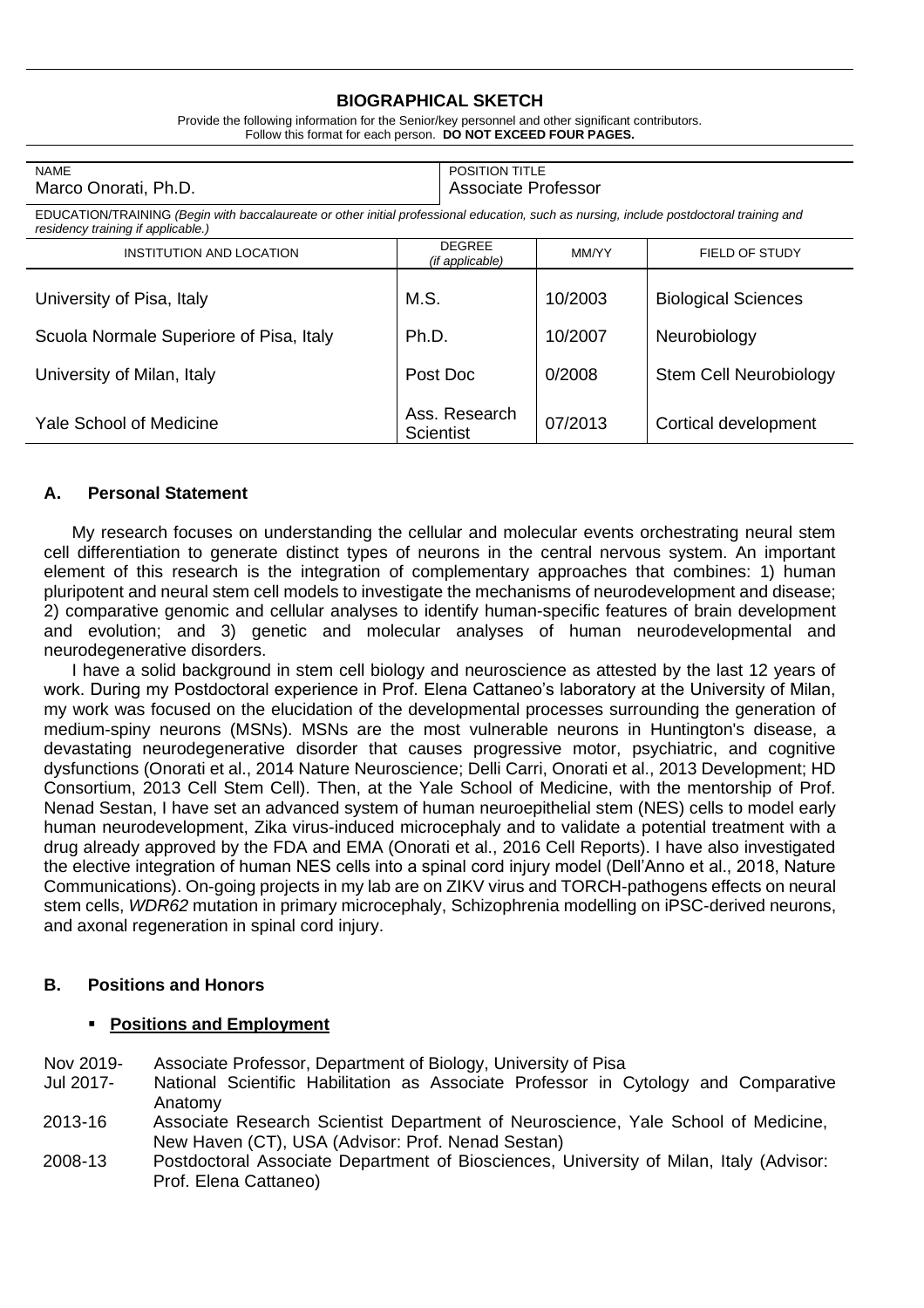# BIOGRAPHICAL SKETCH

Provide the following information for the Senior/key personnel and other significant contributors.
Follow this format for each person. **DO NOT EXCEED FOUR PAGES.**

| NAME | POSITION TITLE |
| --- | --- |
| Marco Onorati, Ph.D. | Associate Professor |

EDUCATION/TRAINING *(Begin with baccalaureate or other initial professional education, such as nursing, include postdoctoral training and residency training if applicable.)*

| INSTITUTION AND LOCATION | DEGREE *(if applicable)* | MM/YY | FIELD OF STUDY |
| --- | --- | --- | --- |
| University of Pisa, Italy | M.S. | 10/2003 | Biological Sciences |
| Scuola Normale Superiore of Pisa, Italy | Ph.D. | 10/2007 | Neurobiology |
| University of Milan, Italy | Post Doc | 0/2008 | Stem Cell Neurobiology |
| Yale School of Medicine | Ass. Research Scientist | 07/2013 | Cortical development |

## A. Personal Statement

My research focuses on understanding the cellular and molecular events orchestrating neural stem cell differentiation to generate distinct types of neurons in the central nervous system. An important element of this research is the integration of complementary approaches that combines: 1) human pluripotent and neural stem cell models to investigate the mechanisms of neurodevelopment and disease; 2) comparative genomic and cellular analyses to identify human-specific features of brain development and evolution; and 3) genetic and molecular analyses of human neurodevelopmental and neurodegenerative disorders.

I have a solid background in stem cell biology and neuroscience as attested by the last 12 years of work. During my Postdoctoral experience in Prof. Elena Cattaneo's laboratory at the University of Milan, my work was focused on the elucidation of the developmental processes surrounding the generation of medium-spiny neurons (MSNs). MSNs are the most vulnerable neurons in Huntington's disease, a devastating neurodegenerative disorder that causes progressive motor, psychiatric, and cognitive dysfunctions (Onorati et al., 2014 Nature Neuroscience; Delli Carri, Onorati et al., 2013 Development; HD Consortium, 2013 Cell Stem Cell). Then, at the Yale School of Medicine, with the mentorship of Prof. Nenad Sestan, I have set an advanced system of human neuroepithelial stem (NES) cells to model early human neurodevelopment, Zika virus-induced microcephaly and to validate a potential treatment with a drug already approved by the FDA and EMA (Onorati et al., 2016 Cell Reports). I have also investigated the elective integration of human NES cells into a spinal cord injury model (Dell'Anno et al., 2018, Nature Communications). On-going projects in my lab are on ZIKV virus and TORCH-pathogens effects on neural stem cells, *WDR62* mutation in primary microcephaly, Schizophrenia modelling on iPSC-derived neurons, and axonal regeneration in spinal cord injury.

## B. Positions and Honors

- **Positions and Employment**

Nov 2019- Associate Professor, Department of Biology, University of Pisa

Jul 2017- National Scientific Habilitation as Associate Professor in Cytology and Comparative Anatomy

2013-16 Associate Research Scientist Department of Neuroscience, Yale School of Medicine, New Haven (CT), USA (Advisor: Prof. Nenad Sestan)

2008-13 Postdoctoral Associate Department of Biosciences, University of Milan, Italy (Advisor: Prof. Elena Cattaneo)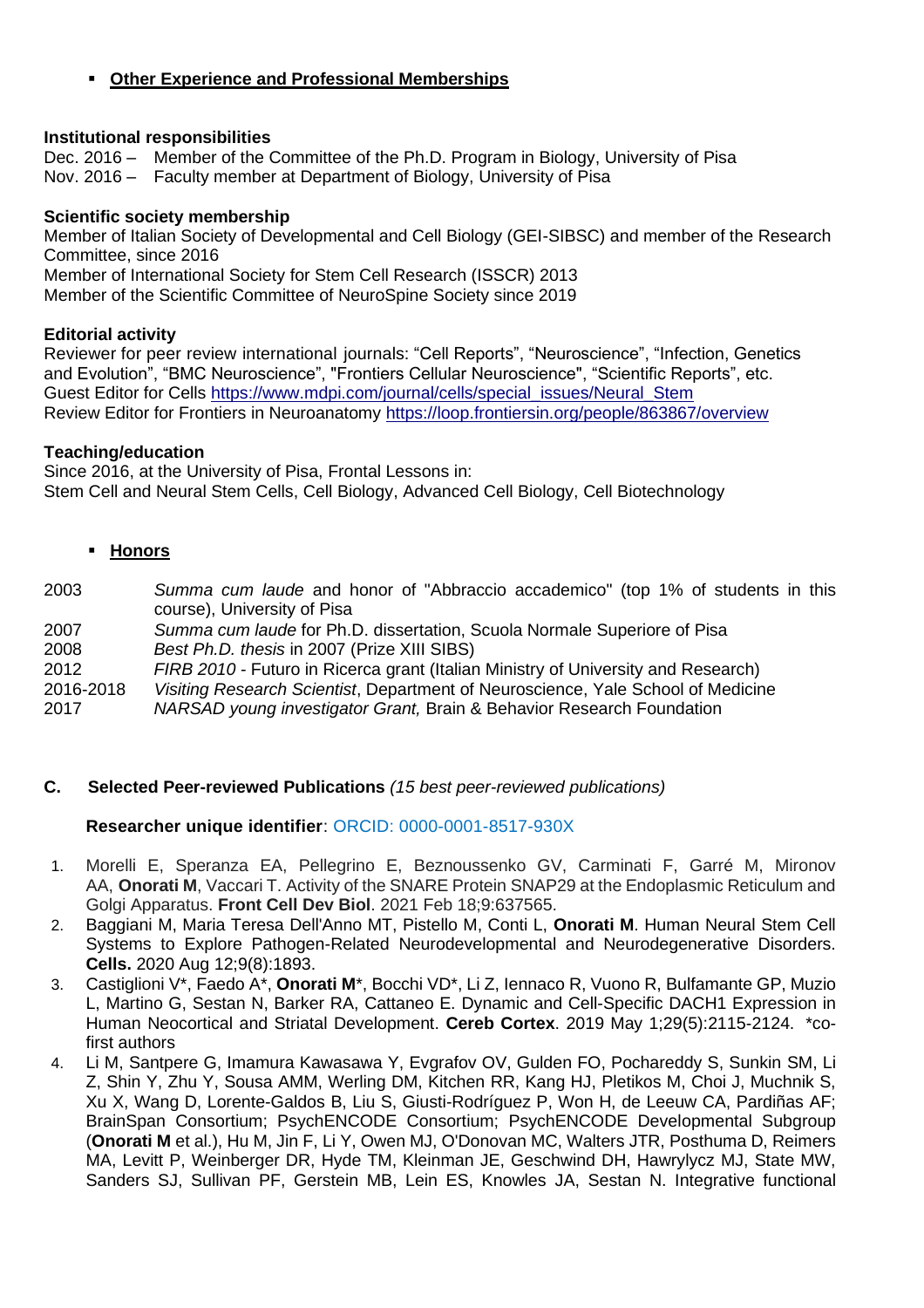- **Other Experience and Professional Memberships**

**Institutional responsibilities**

Dec. 2016 – Member of the Committee of the Ph.D. Program in Biology, University of Pisa
Nov. 2016 – Faculty member at Department of Biology, University of Pisa

**Scientific society membership**

Member of Italian Society of Developmental and Cell Biology (GEI-SIBSC) and member of the Research Committee, since 2016
Member of International Society for Stem Cell Research (ISSCR) 2013
Member of the Scientific Committee of NeuroSpine Society since 2019

**Editorial activity**

Reviewer for peer review international journals: "Cell Reports", "Neuroscience", "Infection, Genetics and Evolution", "BMC Neuroscience", "Frontiers Cellular Neuroscience", "Scientific Reports", etc.
Guest Editor for Cells https://www.mdpi.com/journal/cells/special_issues/Neural_Stem
Review Editor for Frontiers in Neuroanatomy https://loop.frontiersin.org/people/863867/overview

**Teaching/education**

Since 2016, at the University of Pisa, Frontal Lessons in:
Stem Cell and Neural Stem Cells, Cell Biology, Advanced Cell Biology, Cell Biotechnology

- **Honors**

| | |
|---|---|
| 2003 | *Summa cum laude* and honor of "Abbraccio accademico" (top 1% of students in this course), University of Pisa |
| 2007 | *Summa cum laude* for Ph.D. dissertation, Scuola Normale Superiore of Pisa |
| 2008 | *Best Ph.D. thesis* in 2007 (Prize XIII SIBS) |
| 2012 | *FIRB 2010* - Futuro in Ricerca grant (Italian Ministry of University and Research) |
| 2016-2018 | *Visiting Research Scientist*, Department of Neuroscience, Yale School of Medicine |
| 2017 | *NARSAD young investigator Grant,* Brain & Behavior Research Foundation |

## C. Selected Peer-reviewed Publications *(15 best peer-reviewed publications)*

**Researcher unique identifier**: ORCID: 0000-0001-8517-930X

1. Morelli E, Speranza EA, Pellegrino E, Beznoussenko GV, Carminati F, Garré M, Mironov AA, **Onorati M**, Vaccari T. Activity of the SNARE Protein SNAP29 at the Endoplasmic Reticulum and Golgi Apparatus. **Front Cell Dev Biol**. 2021 Feb 18;9:637565.
2. Baggiani M, Maria Teresa Dell'Anno MT, Pistello M, Conti L, **Onorati M**. Human Neural Stem Cell Systems to Explore Pathogen-Related Neurodevelopmental and Neurodegenerative Disorders. **Cells.** 2020 Aug 12;9(8):1893.
3. Castiglioni V*, Faedo A*, **Onorati M***, Bocchi VD*, Li Z, Iennaco R, Vuono R, Bulfamante GP, Muzio L, Martino G, Sestan N, Barker RA, Cattaneo E. Dynamic and Cell-Specific DACH1 Expression in Human Neocortical and Striatal Development. **Cereb Cortex**. 2019 May 1;29(5):2115-2124. *co-first authors
4. Li M, Santpere G, Imamura Kawasawa Y, Evgrafov OV, Gulden FO, Pochareddy S, Sunkin SM, Li Z, Shin Y, Zhu Y, Sousa AMM, Werling DM, Kitchen RR, Kang HJ, Pletikos M, Choi J, Muchnik S, Xu X, Wang D, Lorente-Galdos B, Liu S, Giusti-Rodríguez P, Won H, de Leeuw CA, Pardiñas AF; BrainSpan Consortium; PsychENCODE Consortium; PsychENCODE Developmental Subgroup (**Onorati M** et al.), Hu M, Jin F, Li Y, Owen MJ, O'Donovan MC, Walters JTR, Posthuma D, Reimers MA, Levitt P, Weinberger DR, Hyde TM, Kleinman JE, Geschwind DH, Hawrylycz MJ, State MW, Sanders SJ, Sullivan PF, Gerstein MB, Lein ES, Knowles JA, Sestan N. Integrative functional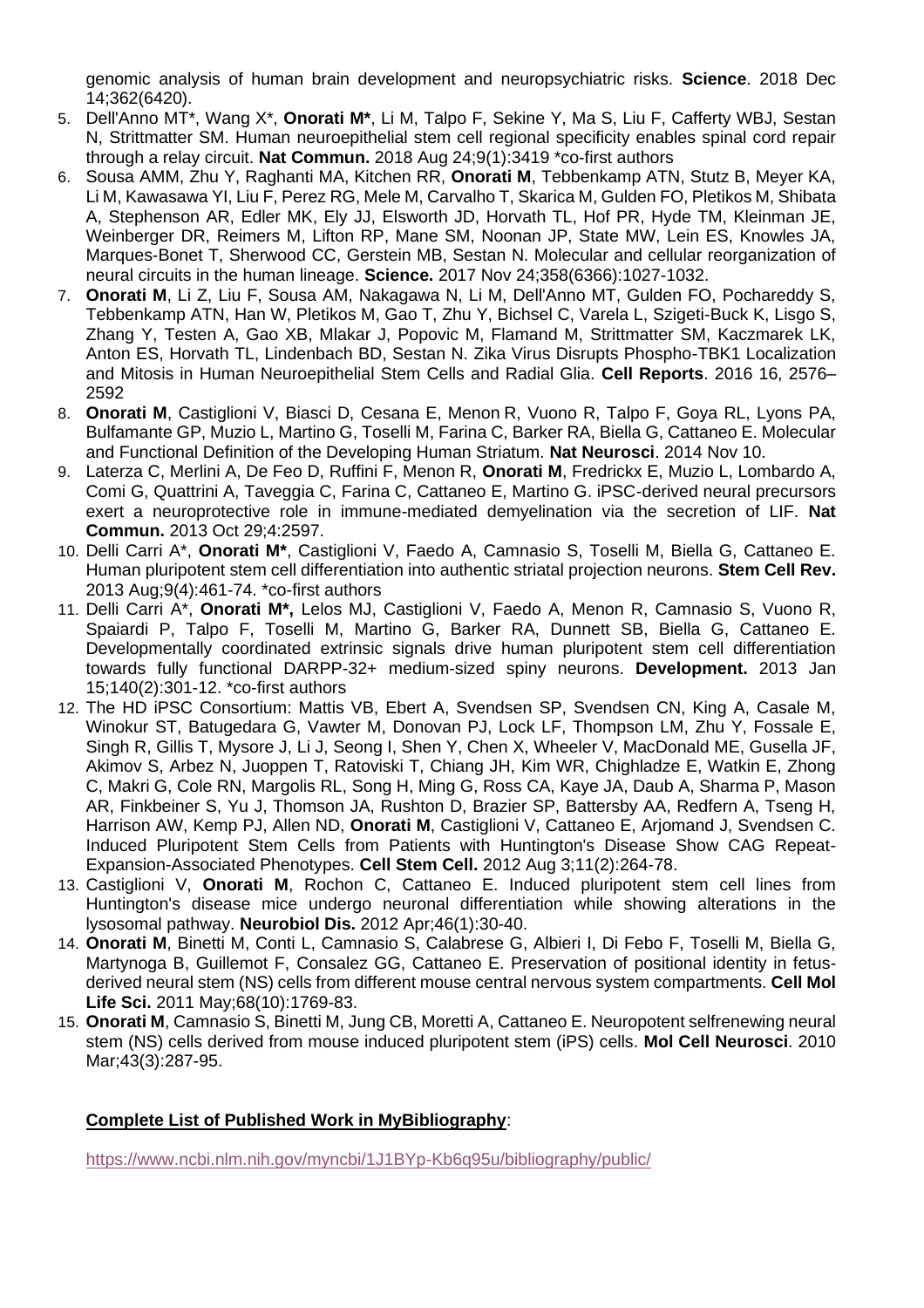genomic analysis of human brain development and neuropsychiatric risks. **Science**. 2018 Dec 14;362(6420).

5. Dell'Anno MT*, Wang X*, **Onorati M***, Li M, Talpo F, Sekine Y, Ma S, Liu F, Cafferty WBJ, Sestan N, Strittmatter SM. Human neuroepithelial stem cell regional specificity enables spinal cord repair through a relay circuit. **Nat Commun.** 2018 Aug 24;9(1):3419 *co-first authors
6. Sousa AMM, Zhu Y, Raghanti MA, Kitchen RR, **Onorati M**, Tebbenkamp ATN, Stutz B, Meyer KA, Li M, Kawasawa YI, Liu F, Perez RG, Mele M, Carvalho T, Skarica M, Gulden FO, Pletikos M, Shibata A, Stephenson AR, Edler MK, Ely JJ, Elsworth JD, Horvath TL, Hof PR, Hyde TM, Kleinman JE, Weinberger DR, Reimers M, Lifton RP, Mane SM, Noonan JP, State MW, Lein ES, Knowles JA, Marques-Bonet T, Sherwood CC, Gerstein MB, Sestan N. Molecular and cellular reorganization of neural circuits in the human lineage. **Science.** 2017 Nov 24;358(6366):1027-1032.
7. **Onorati M**, Li Z, Liu F, Sousa AM, Nakagawa N, Li M, Dell'Anno MT, Gulden FO, Pochareddy S, Tebbenkamp ATN, Han W, Pletikos M, Gao T, Zhu Y, Bichsel C, Varela L, Szigeti-Buck K, Lisgo S, Zhang Y, Testen A, Gao XB, Mlakar J, Popovic M, Flamand M, Strittmatter SM, Kaczmarek LK, Anton ES, Horvath TL, Lindenbach BD, Sestan N. Zika Virus Disrupts Phospho-TBK1 Localization and Mitosis in Human Neuroepithelial Stem Cells and Radial Glia. **Cell Reports**. 2016 16, 2576–2592
8. **Onorati M**, Castiglioni V, Biasci D, Cesana E, Menon R, Vuono R, Talpo F, Goya RL, Lyons PA, Bulfamante GP, Muzio L, Martino G, Toselli M, Farina C, Barker RA, Biella G, Cattaneo E. Molecular and Functional Definition of the Developing Human Striatum. **Nat Neurosci**. 2014 Nov 10.
9. Laterza C, Merlini A, De Feo D, Ruffini F, Menon R, **Onorati M**, Fredrickx E, Muzio L, Lombardo A, Comi G, Quattrini A, Taveggia C, Farina C, Cattaneo E, Martino G. iPSC-derived neural precursors exert a neuroprotective role in immune-mediated demyelination via the secretion of LIF. **Nat Commun.** 2013 Oct 29;4:2597.
10. Delli Carri A*, **Onorati M***, Castiglioni V, Faedo A, Camnasio S, Toselli M, Biella G, Cattaneo E. Human pluripotent stem cell differentiation into authentic striatal projection neurons. **Stem Cell Rev.** 2013 Aug;9(4):461-74. *co-first authors
11. Delli Carri A*, **Onorati M*,** Lelos MJ, Castiglioni V, Faedo A, Menon R, Camnasio S, Vuono R, Spaiardi P, Talpo F, Toselli M, Martino G, Barker RA, Dunnett SB, Biella G, Cattaneo E. Developmentally coordinated extrinsic signals drive human pluripotent stem cell differentiation towards fully functional DARPP-32+ medium-sized spiny neurons. **Development.** 2013 Jan 15;140(2):301-12. *co-first authors
12. The HD iPSC Consortium: Mattis VB, Ebert A, Svendsen SP, Svendsen CN, King A, Casale M, Winokur ST, Batugedara G, Vawter M, Donovan PJ, Lock LF, Thompson LM, Zhu Y, Fossale E, Singh R, Gillis T, Mysore J, Li J, Seong I, Shen Y, Chen X, Wheeler V, MacDonald ME, Gusella JF, Akimov S, Arbez N, Juoppen T, Ratoviski T, Chiang JH, Kim WR, Chighladze E, Watkin E, Zhong C, Makri G, Cole RN, Margolis RL, Song H, Ming G, Ross CA, Kaye JA, Daub A, Sharma P, Mason AR, Finkbeiner S, Yu J, Thomson JA, Rushton D, Brazier SP, Battersby AA, Redfern A, Tseng H, Harrison AW, Kemp PJ, Allen ND, **Onorati M**, Castiglioni V, Cattaneo E, Arjomand J, Svendsen C. Induced Pluripotent Stem Cells from Patients with Huntington's Disease Show CAG Repeat-Expansion-Associated Phenotypes. **Cell Stem Cell.** 2012 Aug 3;11(2):264-78.
13. Castiglioni V, **Onorati M**, Rochon C, Cattaneo E. Induced pluripotent stem cell lines from Huntington's disease mice undergo neuronal differentiation while showing alterations in the lysosomal pathway. **Neurobiol Dis.** 2012 Apr;46(1):30-40.
14. **Onorati M**, Binetti M, Conti L, Camnasio S, Calabrese G, Albieri I, Di Febo F, Toselli M, Biella G, Martynoga B, Guillemot F, Consalez GG, Cattaneo E. Preservation of positional identity in fetus-derived neural stem (NS) cells from different mouse central nervous system compartments. **Cell Mol Life Sci.** 2011 May;68(10):1769-83.
15. **Onorati M**, Camnasio S, Binetti M, Jung CB, Moretti A, Cattaneo E. Neuropotent selfrenewing neural stem (NS) cells derived from mouse induced pluripotent stem (iPS) cells. **Mol Cell Neurosci**. 2010 Mar;43(3):287-95.

**Complete List of Published Work in MyBibliography**:

https://www.ncbi.nlm.nih.gov/myncbi/1J1BYp-Kb6q95u/bibliography/public/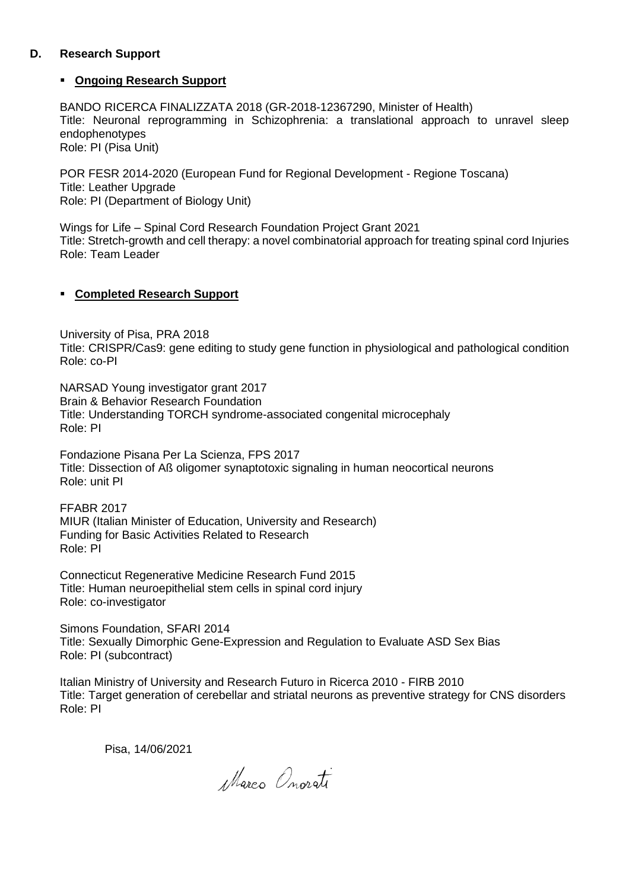## D. Research Support

- **<u>Ongoing Research Support</u>**

BANDO RICERCA FINALIZZATA 2018 (GR-2018-12367290, Minister of Health)
Title: Neuronal reprogramming in Schizophrenia: a translational approach to unravel sleep endophenotypes
Role: PI (Pisa Unit)

POR FESR 2014-2020 (European Fund for Regional Development - Regione Toscana)
Title: Leather Upgrade
Role: PI (Department of Biology Unit)

Wings for Life – Spinal Cord Research Foundation Project Grant 2021
Title: Stretch-growth and cell therapy: a novel combinatorial approach for treating spinal cord Injuries
Role: Team Leader

- **<u>Completed Research Support</u>**

University of Pisa, PRA 2018
Title: CRISPR/Cas9: gene editing to study gene function in physiological and pathological condition
Role: co-PI

NARSAD Young investigator grant 2017
Brain & Behavior Research Foundation
Title: Understanding TORCH syndrome-associated congenital microcephaly
Role: PI

Fondazione Pisana Per La Scienza, FPS 2017
Title: Dissection of Aß oligomer synaptotoxic signaling in human neocortical neurons
Role: unit PI

FFABR 2017
MIUR (Italian Minister of Education, University and Research)
Funding for Basic Activities Related to Research
Role: PI

Connecticut Regenerative Medicine Research Fund 2015
Title: Human neuroepithelial stem cells in spinal cord injury
Role: co-investigator

Simons Foundation, SFARI 2014
Title: Sexually Dimorphic Gene-Expression and Regulation to Evaluate ASD Sex Bias
Role: PI (subcontract)

Italian Ministry of University and Research Futuro in Ricerca 2010 - FIRB 2010
Title: Target generation of cerebellar and striatal neurons as preventive strategy for CNS disorders
Role: PI

Pisa, 14/06/2021

Marco Onorati